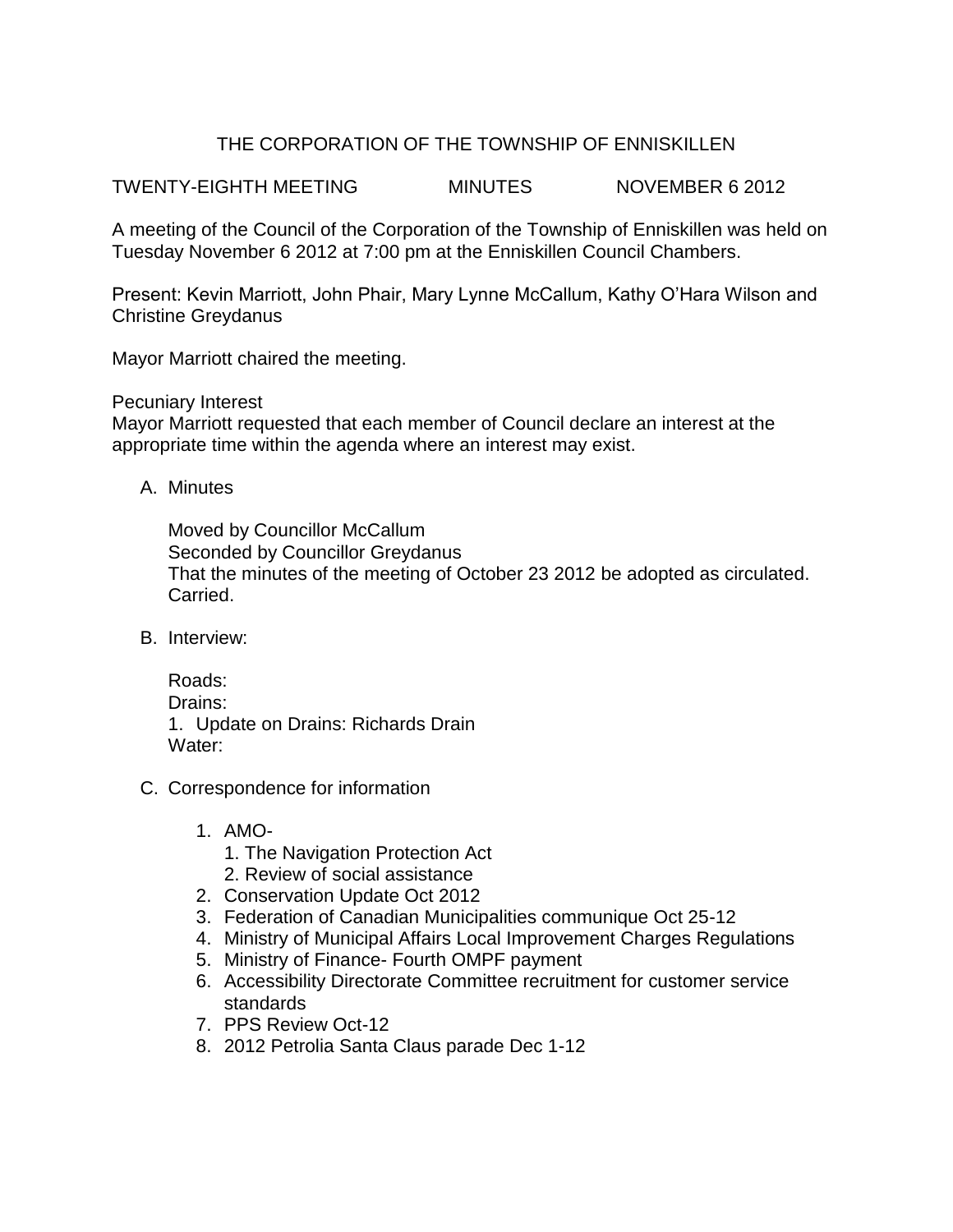# THE CORPORATION OF THE TOWNSHIP OF ENNISKILLEN

TWENTY-EIGHTH MEETING MINUTES NOVEMBER 6 2012

A meeting of the Council of the Corporation of the Township of Enniskillen was held on Tuesday November 6 2012 at 7:00 pm at the Enniskillen Council Chambers.

Present: Kevin Marriott, John Phair, Mary Lynne McCallum, Kathy O'Hara Wilson and Christine Greydanus

Mayor Marriott chaired the meeting.

Pecuniary Interest
Mayor Marriott requested that each member of Council declare an interest at the appropriate time within the agenda where an interest may exist.

A. Minutes

   Moved by Councillor McCallum
   Seconded by Councillor Greydanus
   That the minutes of the meeting of October 23 2012 be adopted as circulated.
   Carried.

B. Interview:

   Roads:
   Drains:
   1. Update on Drains: Richards Drain
   Water:

C. Correspondence for information

   1. AMO-
      1. The Navigation Protection Act
      2. Review of social assistance
   2. Conservation Update Oct 2012
   3. Federation of Canadian Municipalities communique Oct 25-12
   4. Ministry of Municipal Affairs Local Improvement Charges Regulations
   5. Ministry of Finance- Fourth OMPF payment
   6. Accessibility Directorate Committee recruitment for customer service standards
   7. PPS Review Oct-12
   8. 2012 Petrolia Santa Claus parade Dec 1-12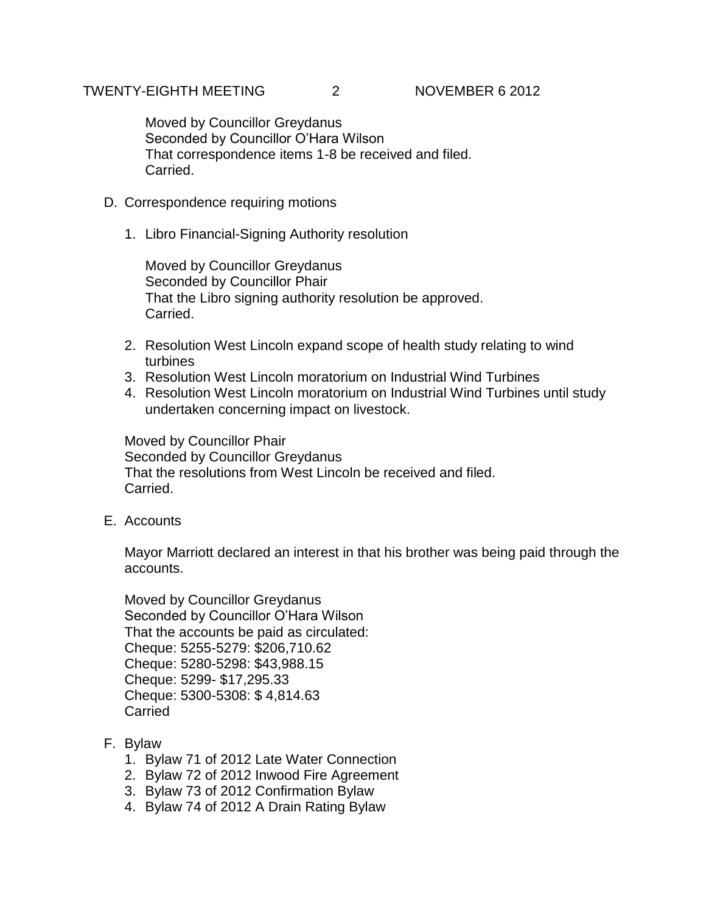Moved by Councillor Greydanus
Seconded by Councillor O'Hara Wilson
That correspondence items 1-8 be received and filed.
Carried.

D. Correspondence requiring motions

1. Libro Financial-Signing Authority resolution

   Moved by Councillor Greydanus
   Seconded by Councillor Phair
   That the Libro signing authority resolution be approved.
   Carried.

2. Resolution West Lincoln expand scope of health study relating to wind turbines
3. Resolution West Lincoln moratorium on Industrial Wind Turbines
4. Resolution West Lincoln moratorium on Industrial Wind Turbines until study undertaken concerning impact on livestock.

Moved by Councillor Phair
Seconded by Councillor Greydanus
That the resolutions from West Lincoln be received and filed.
Carried.

E. Accounts

Mayor Marriott declared an interest in that his brother was being paid through the accounts.

Moved by Councillor Greydanus
Seconded by Councillor O'Hara Wilson
That the accounts be paid as circulated:
Cheque: 5255-5279: $206,710.62
Cheque: 5280-5298: $43,988.15
Cheque: 5299- $17,295.33
Cheque: 5300-5308: $ 4,814.63
Carried

F. Bylaw

1. Bylaw 71 of 2012 Late Water Connection
2. Bylaw 72 of 2012 Inwood Fire Agreement
3. Bylaw 73 of 2012 Confirmation Bylaw
4. Bylaw 74 of 2012 A Drain Rating Bylaw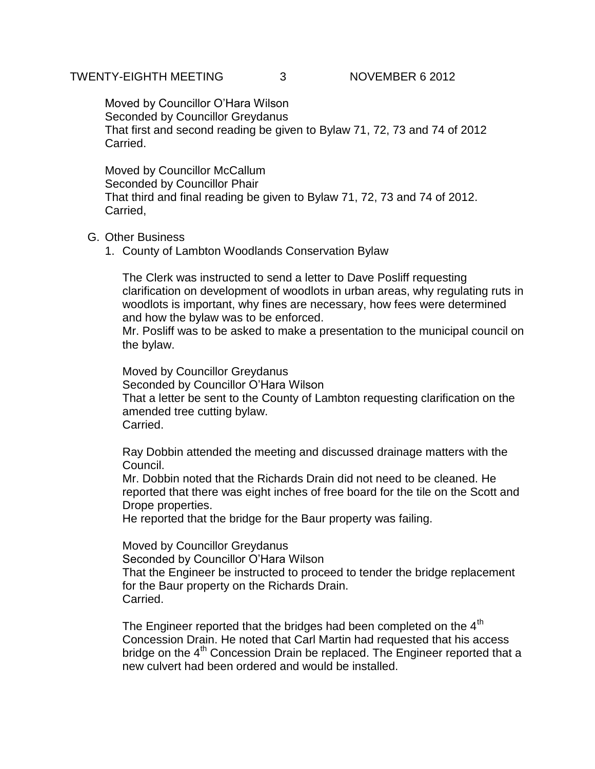Moved by Councillor O'Hara Wilson
Seconded by Councillor Greydanus
That first and second reading be given to Bylaw 71, 72, 73 and 74 of 2012
Carried.

Moved by Councillor McCallum
Seconded by Councillor Phair
That third and final reading be given to Bylaw 71, 72, 73 and 74 of 2012.
Carried,

G. Other Business

1. County of Lambton Woodlands Conservation Bylaw

The Clerk was instructed to send a letter to Dave Posliff requesting clarification on development of woodlots in urban areas, why regulating ruts in woodlots is important, why fines are necessary, how fees were determined and how the bylaw was to be enforced.
Mr. Posliff was to be asked to make a presentation to the municipal council on the bylaw.

Moved by Councillor Greydanus
Seconded by Councillor O'Hara Wilson
That a letter be sent to the County of Lambton requesting clarification on the amended tree cutting bylaw.
Carried.

Ray Dobbin attended the meeting and discussed drainage matters with the Council.
Mr. Dobbin noted that the Richards Drain did not need to be cleaned. He reported that there was eight inches of free board for the tile on the Scott and Drope properties.
He reported that the bridge for the Baur property was failing.

Moved by Councillor Greydanus
Seconded by Councillor O'Hara Wilson
That the Engineer be instructed to proceed to tender the bridge replacement for the Baur property on the Richards Drain.
Carried.

The Engineer reported that the bridges had been completed on the 4th Concession Drain. He noted that Carl Martin had requested that his access bridge on the 4th Concession Drain be replaced. The Engineer reported that a new culvert had been ordered and would be installed.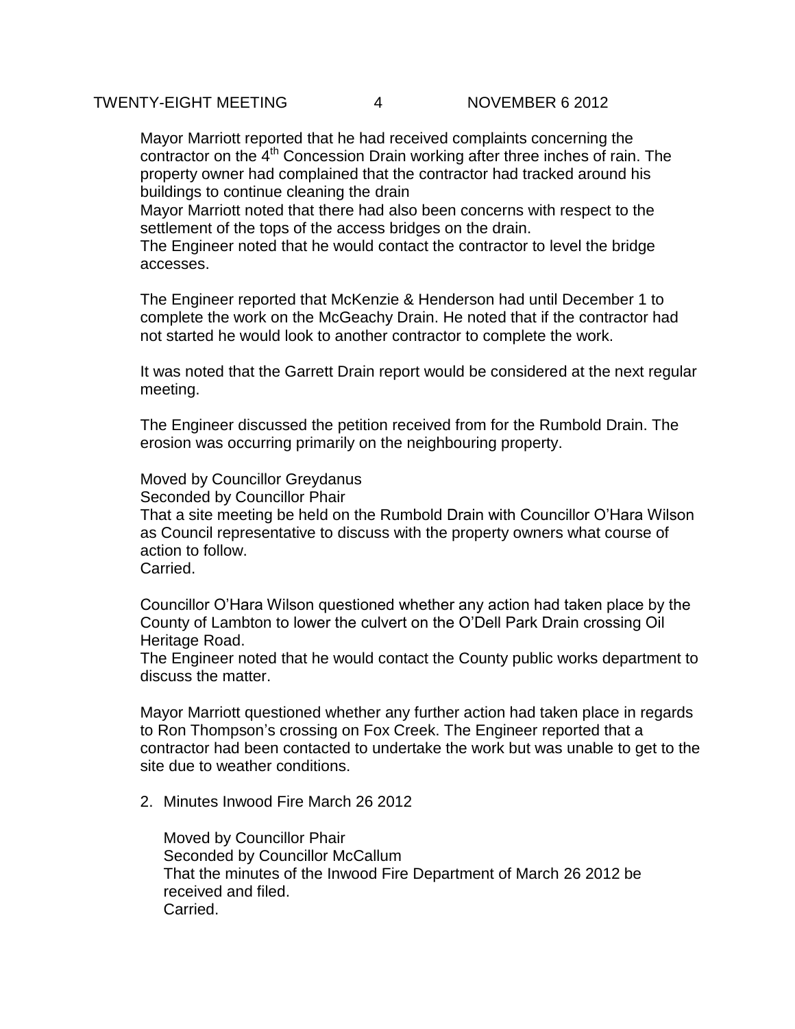Mayor Marriott reported that he had received complaints concerning the contractor on the 4th Concession Drain working after three inches of rain. The property owner had complained that the contractor had tracked around his buildings to continue cleaning the drain

Mayor Marriott noted that there had also been concerns with respect to the settlement of the tops of the access bridges on the drain.

The Engineer noted that he would contact the contractor to level the bridge accesses.

The Engineer reported that McKenzie & Henderson had until December 1 to complete the work on the McGeachy Drain. He noted that if the contractor had not started he would look to another contractor to complete the work.

It was noted that the Garrett Drain report would be considered at the next regular meeting.

The Engineer discussed the petition received from for the Rumbold Drain. The erosion was occurring primarily on the neighbouring property.

Moved by Councillor Greydanus
Seconded by Councillor Phair
That a site meeting be held on the Rumbold Drain with Councillor O'Hara Wilson as Council representative to discuss with the property owners what course of action to follow.
Carried.

Councillor O'Hara Wilson questioned whether any action had taken place by the County of Lambton to lower the culvert on the O'Dell Park Drain crossing Oil Heritage Road.

The Engineer noted that he would contact the County public works department to discuss the matter.

Mayor Marriott questioned whether any further action had taken place in regards to Ron Thompson's crossing on Fox Creek. The Engineer reported that a contractor had been contacted to undertake the work but was unable to get to the site due to weather conditions.

2. Minutes Inwood Fire March 26 2012

   Moved by Councillor Phair
   Seconded by Councillor McCallum
   That the minutes of the Inwood Fire Department of March 26 2012 be received and filed.
   Carried.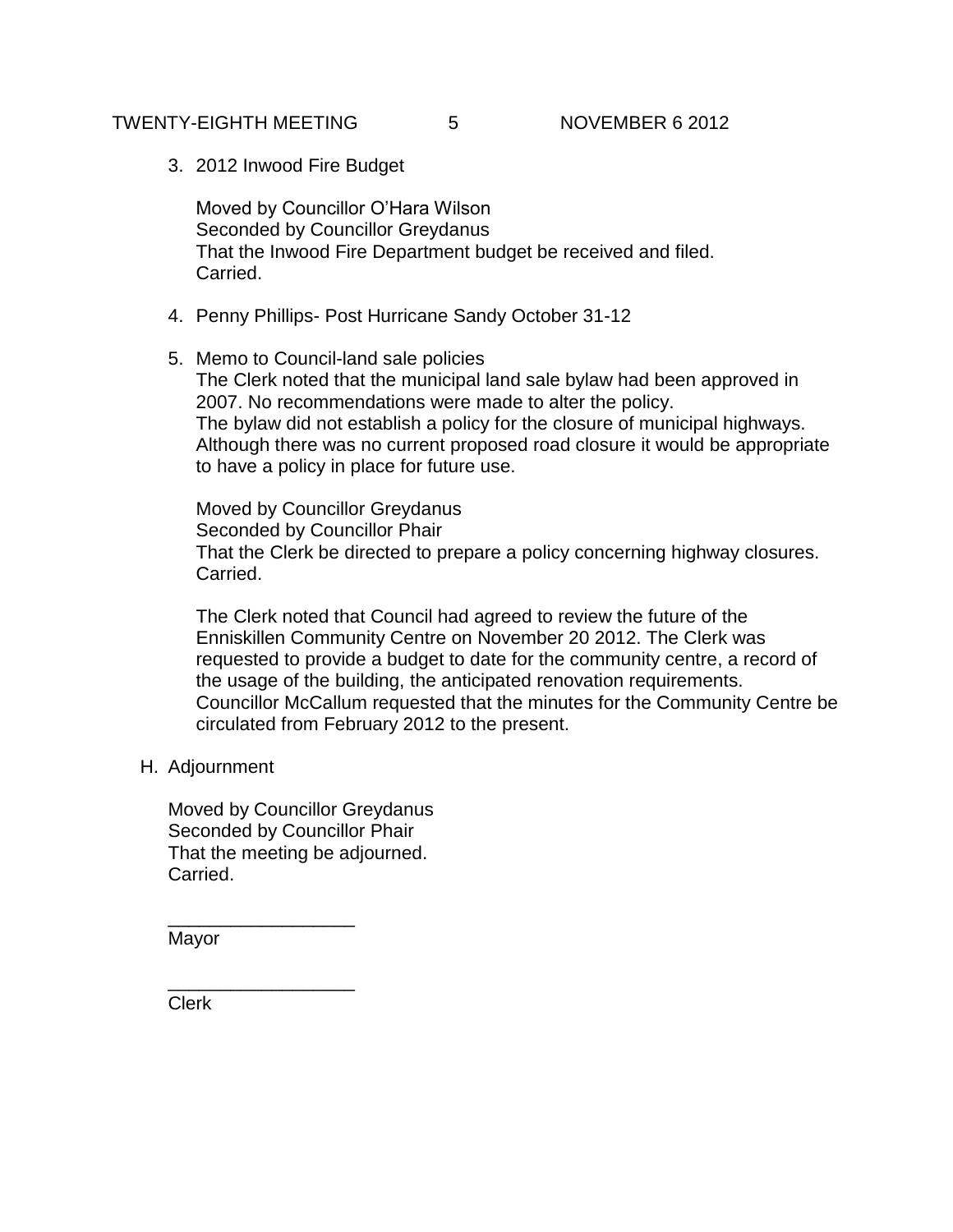3. 2012 Inwood Fire Budget

   Moved by Councillor O'Hara Wilson
   Seconded by Councillor Greydanus
   That the Inwood Fire Department budget be received and filed.
   Carried.

4. Penny Phillips- Post Hurricane Sandy October 31-12

5. Memo to Council-land sale policies
   The Clerk noted that the municipal land sale bylaw had been approved in 2007. No recommendations were made to alter the policy.
   The bylaw did not establish a policy for the closure of municipal highways. Although there was no current proposed road closure it would be appropriate to have a policy in place for future use.

   Moved by Councillor Greydanus
   Seconded by Councillor Phair
   That the Clerk be directed to prepare a policy concerning highway closures.
   Carried.

   The Clerk noted that Council had agreed to review the future of the Enniskillen Community Centre on November 20 2012. The Clerk was requested to provide a budget to date for the community centre, a record of the usage of the building, the anticipated renovation requirements. Councillor McCallum requested that the minutes for the Community Centre be circulated from February 2012 to the present.

H. Adjournment

Moved by Councillor Greydanus
Seconded by Councillor Phair
That the meeting be adjourned.
Carried.

__________________
Mayor

__________________
Clerk